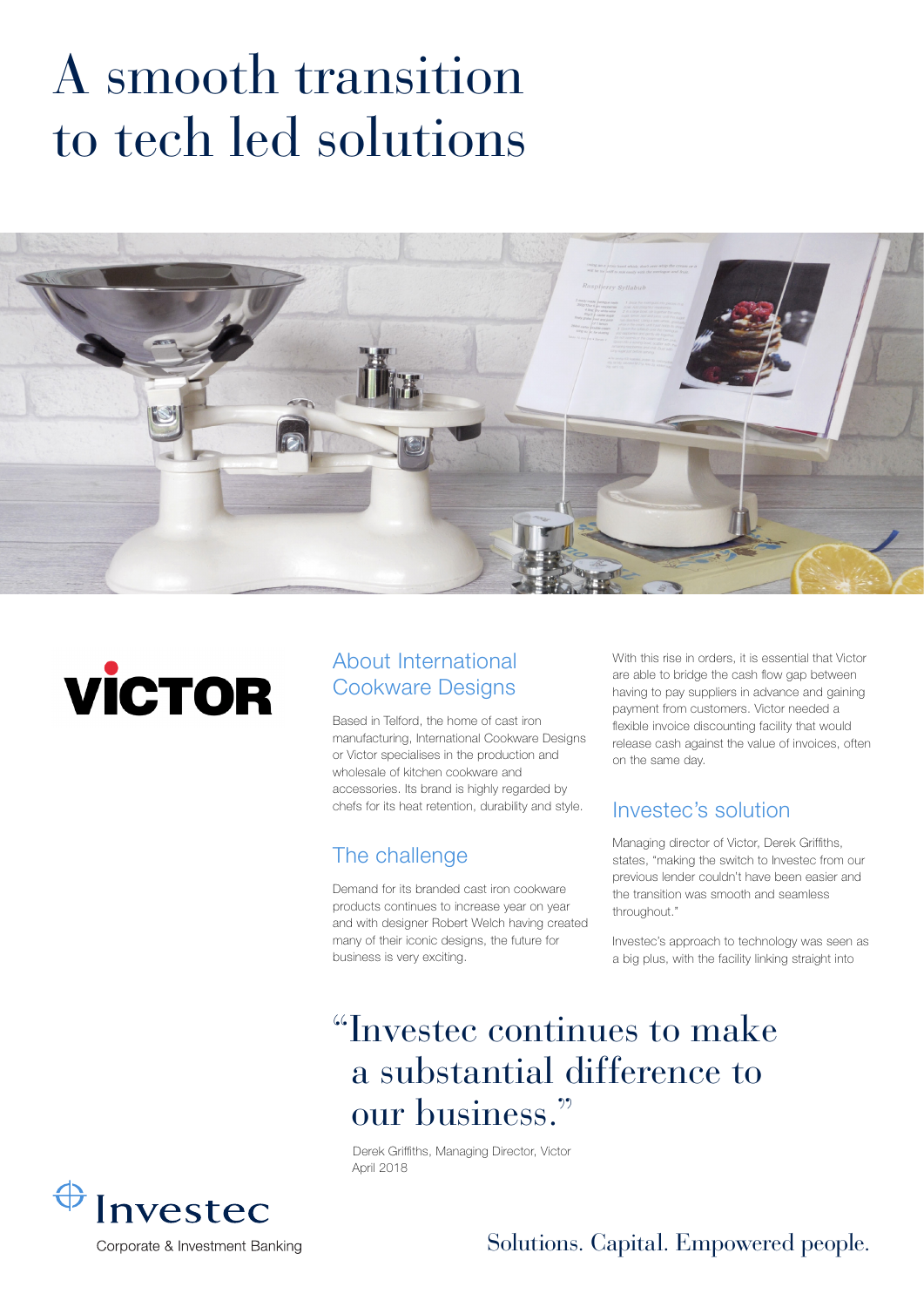# A smooth transition to tech led solutions

VICTOR

## About International Cookware Designs

Based in Telford, the home of cast iron manufacturing, International Cookware Designs or Victor specialises in the production and wholesale of kitchen cookware and accessories. Its brand is highly regarded by chefs for its heat retention, durability and style.

## The challenge

Demand for its branded cast iron cookware products continues to increase year on year and with designer Robert Welch having created many of their iconic designs, the future for business is very exciting.

With this rise in orders, it is essential that Victor are able to bridge the cash flow gap between having to pay suppliers in advance and gaining payment from customers. Victor needed a flexible invoice discounting facility that would release cash against the value of invoices, often on the same day.

## Investec's solution

Managing director of Victor, Derek Griffiths, states, "making the switch to Investec from our previous lender couldn't have been easier and the transition was smooth and seamless throughout."

Investec's approach to technology was seen as a big plus, with the facility linking straight into

> "Investec continues to make a substantial difference to our business."
>
> Derek Griffiths, Managing Director, Victor
> April 2018

Investec
Corporate & Investment Banking

Solutions. Capital. Empowered people.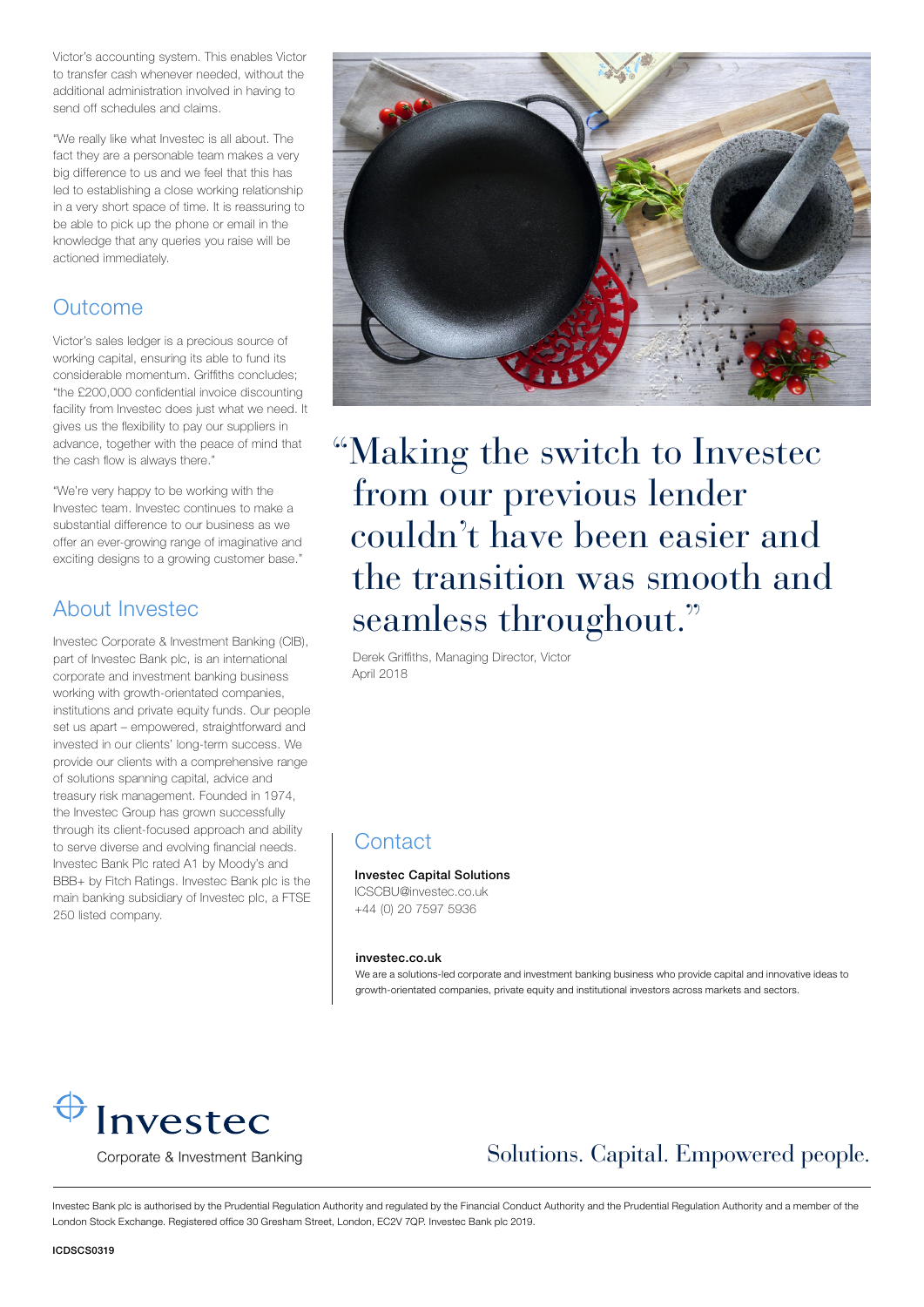Victor's accounting system. This enables Victor to transfer cash whenever needed, without the additional administration involved in having to send off schedules and claims.

"We really like what Investec is all about. The fact they are a personable team makes a very big difference to us and we feel that this has led to establishing a close working relationship in a very short space of time. It is reassuring to be able to pick up the phone or email in the knowledge that any queries you raise will be actioned immediately.

## Outcome

Victor's sales ledger is a precious source of working capital, ensuring its able to fund its considerable momentum. Griffiths concludes; "the £200,000 confidential invoice discounting facility from Investec does just what we need. It gives us the flexibility to pay our suppliers in advance, together with the peace of mind that the cash flow is always there."

"We're very happy to be working with the Investec team. Investec continues to make a substantial difference to our business as we offer an ever-growing range of imaginative and exciting designs to a growing customer base."

## About Investec

Investec Corporate & Investment Banking (CIB), part of Investec Bank plc, is an international corporate and investment banking business working with growth-orientated companies, institutions and private equity funds. Our people set us apart – empowered, straightforward and invested in our clients' long-term success. We provide our clients with a comprehensive range of solutions spanning capital, advice and treasury risk management. Founded in 1974, the Investec Group has grown successfully through its client-focused approach and ability to serve diverse and evolving financial needs. Investec Bank Plc rated A1 by Moody's and BBB+ by Fitch Ratings. Investec Bank plc is the main banking subsidiary of Investec plc, a FTSE 250 listed company.

"Making the switch to Investec from our previous lender couldn't have been easier and the transition was smooth and seamless throughout."

Derek Griffiths, Managing Director, Victor
April 2018

## Contact

**Investec Capital Solutions**
ICSCBU@investec.co.uk
+44 (0) 20 7597 5936

**investec.co.uk**
We are a solutions-led corporate and investment banking business who provide capital and innovative ideas to growth-orientated companies, private equity and institutional investors across markets and sectors.

Investec
Corporate & Investment Banking

Solutions. Capital. Empowered people.

Investec Bank plc is authorised by the Prudential Regulation Authority and regulated by the Financial Conduct Authority and the Prudential Regulation Authority and a member of the London Stock Exchange. Registered office 30 Gresham Street, London, EC2V 7QP. Investec Bank plc 2019.

ICDSCS0319